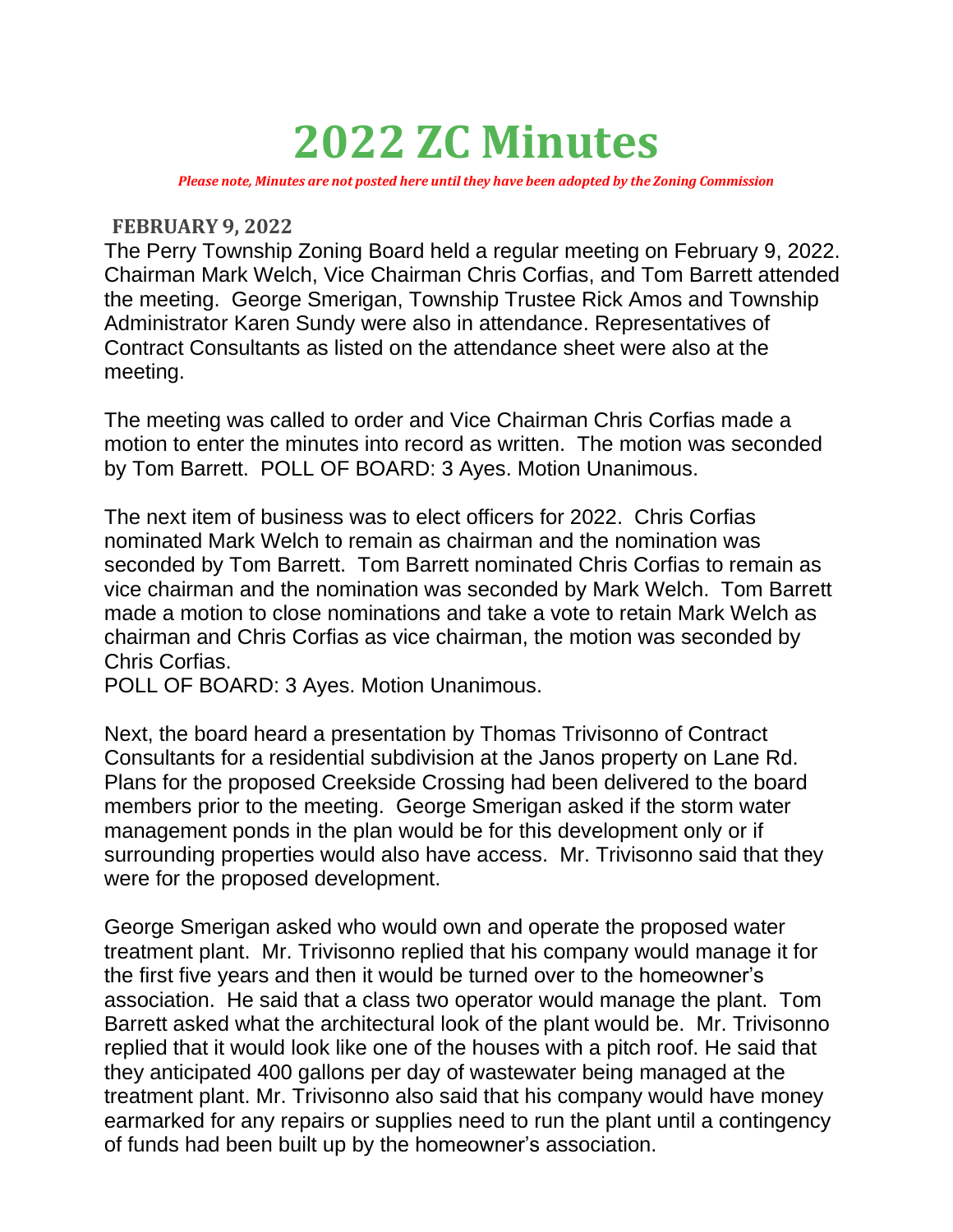# 2022 ZC Minutes

***Please note, Minutes are not posted here until they have been adopted by the Zoning Commission***

## FEBRUARY 9, 2022

The Perry Township Zoning Board held a regular meeting on February 9, 2022. Chairman Mark Welch, Vice Chairman Chris Corfias, and Tom Barrett attended the meeting. George Smerigan, Township Trustee Rick Amos and Township Administrator Karen Sundy were also in attendance. Representatives of Contract Consultants as listed on the attendance sheet were also at the meeting.

The meeting was called to order and Vice Chairman Chris Corfias made a motion to enter the minutes into record as written. The motion was seconded by Tom Barrett. POLL OF BOARD: 3 Ayes. Motion Unanimous.

The next item of business was to elect officers for 2022. Chris Corfias nominated Mark Welch to remain as chairman and the nomination was seconded by Tom Barrett. Tom Barrett nominated Chris Corfias to remain as vice chairman and the nomination was seconded by Mark Welch. Tom Barrett made a motion to close nominations and take a vote to retain Mark Welch as chairman and Chris Corfias as vice chairman, the motion was seconded by Chris Corfias.
POLL OF BOARD: 3 Ayes. Motion Unanimous.

Next, the board heard a presentation by Thomas Trivisonno of Contract Consultants for a residential subdivision at the Janos property on Lane Rd. Plans for the proposed Creekside Crossing had been delivered to the board members prior to the meeting. George Smerigan asked if the storm water management ponds in the plan would be for this development only or if surrounding properties would also have access. Mr. Trivisonno said that they were for the proposed development.

George Smerigan asked who would own and operate the proposed water treatment plant. Mr. Trivisonno replied that his company would manage it for the first five years and then it would be turned over to the homeowner's association. He said that a class two operator would manage the plant. Tom Barrett asked what the architectural look of the plant would be. Mr. Trivisonno replied that it would look like one of the houses with a pitch roof. He said that they anticipated 400 gallons per day of wastewater being managed at the treatment plant. Mr. Trivisonno also said that his company would have money earmarked for any repairs or supplies need to run the plant until a contingency of funds had been built up by the homeowner's association.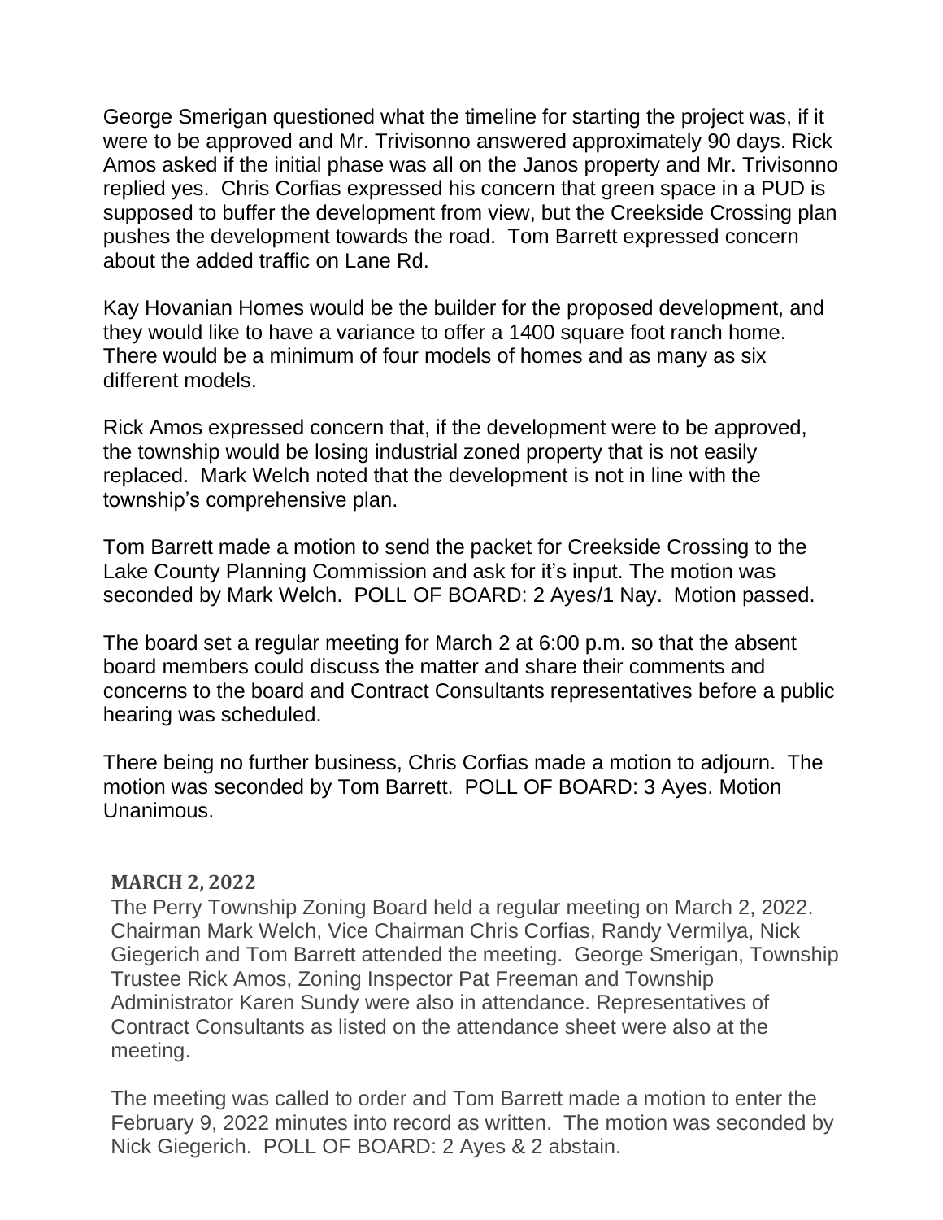George Smerigan questioned what the timeline for starting the project was, if it were to be approved and Mr. Trivisonno answered approximately 90 days. Rick Amos asked if the initial phase was all on the Janos property and Mr. Trivisonno replied yes. Chris Corfias expressed his concern that green space in a PUD is supposed to buffer the development from view, but the Creekside Crossing plan pushes the development towards the road. Tom Barrett expressed concern about the added traffic on Lane Rd.

Kay Hovanian Homes would be the builder for the proposed development, and they would like to have a variance to offer a 1400 square foot ranch home. There would be a minimum of four models of homes and as many as six different models.

Rick Amos expressed concern that, if the development were to be approved, the township would be losing industrial zoned property that is not easily replaced. Mark Welch noted that the development is not in line with the township's comprehensive plan.

Tom Barrett made a motion to send the packet for Creekside Crossing to the Lake County Planning Commission and ask for it's input. The motion was seconded by Mark Welch. POLL OF BOARD: 2 Ayes/1 Nay. Motion passed.

The board set a regular meeting for March 2 at 6:00 p.m. so that the absent board members could discuss the matter and share their comments and concerns to the board and Contract Consultants representatives before a public hearing was scheduled.

There being no further business, Chris Corfias made a motion to adjourn. The motion was seconded by Tom Barrett. POLL OF BOARD: 3 Ayes. Motion Unanimous.

## MARCH 2, 2022

The Perry Township Zoning Board held a regular meeting on March 2, 2022. Chairman Mark Welch, Vice Chairman Chris Corfias, Randy Vermilya, Nick Giegerich and Tom Barrett attended the meeting. George Smerigan, Township Trustee Rick Amos, Zoning Inspector Pat Freeman and Township Administrator Karen Sundy were also in attendance. Representatives of Contract Consultants as listed on the attendance sheet were also at the meeting.

The meeting was called to order and Tom Barrett made a motion to enter the February 9, 2022 minutes into record as written. The motion was seconded by Nick Giegerich. POLL OF BOARD: 2 Ayes & 2 abstain.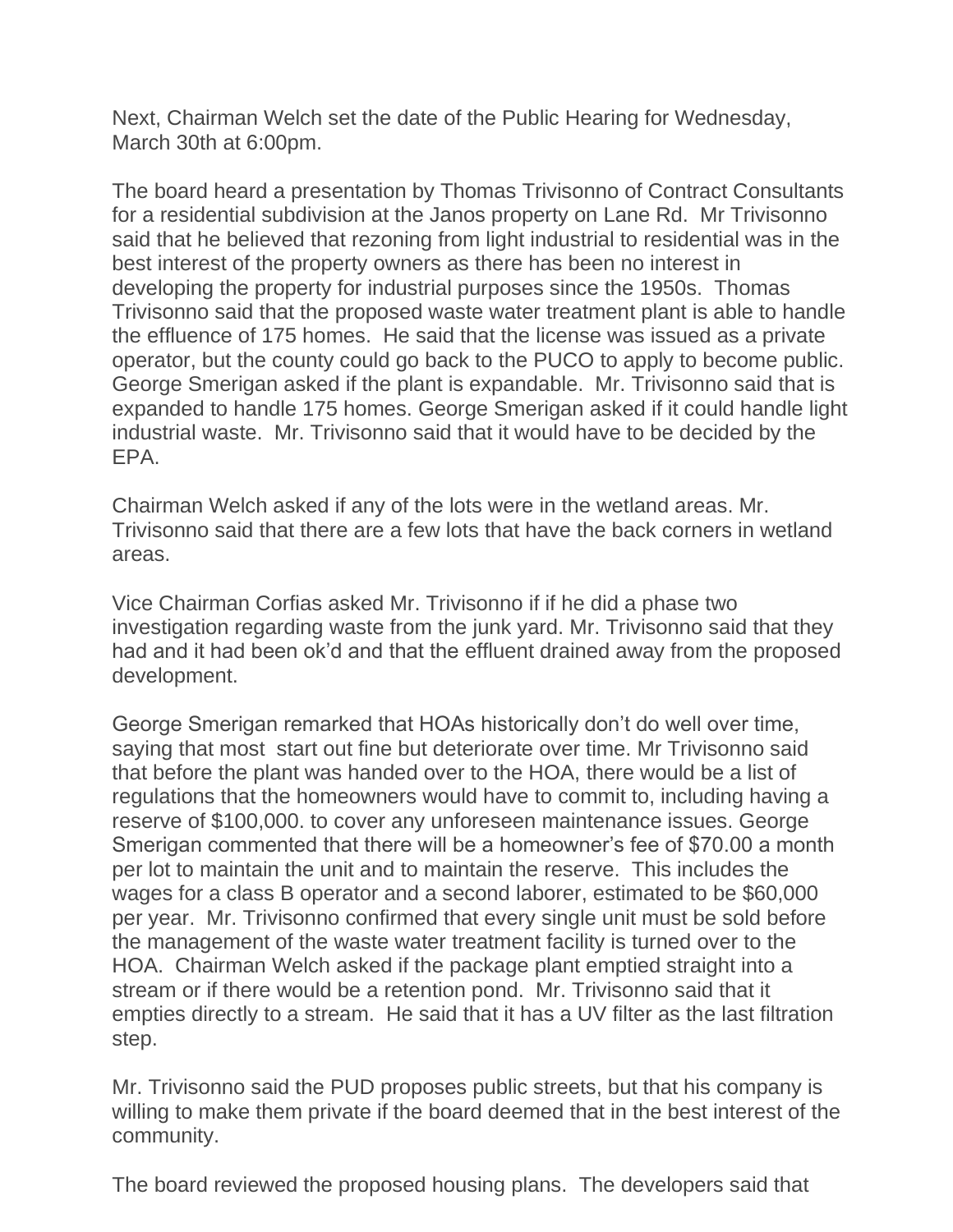Next, Chairman Welch set the date of the Public Hearing for Wednesday, March 30th at 6:00pm.

The board heard a presentation by Thomas Trivisonno of Contract Consultants for a residential subdivision at the Janos property on Lane Rd. Mr Trivisonno said that he believed that rezoning from light industrial to residential was in the best interest of the property owners as there has been no interest in developing the property for industrial purposes since the 1950s. Thomas Trivisonno said that the proposed waste water treatment plant is able to handle the effluence of 175 homes. He said that the license was issued as a private operator, but the county could go back to the PUCO to apply to become public. George Smerigan asked if the plant is expandable. Mr. Trivisonno said that is expanded to handle 175 homes. George Smerigan asked if it could handle light industrial waste. Mr. Trivisonno said that it would have to be decided by the EPA.

Chairman Welch asked if any of the lots were in the wetland areas. Mr. Trivisonno said that there are a few lots that have the back corners in wetland areas.

Vice Chairman Corfias asked Mr. Trivisonno if if he did a phase two investigation regarding waste from the junk yard. Mr. Trivisonno said that they had and it had been ok'd and that the effluent drained away from the proposed development.

George Smerigan remarked that HOAs historically don't do well over time, saying that most start out fine but deteriorate over time. Mr Trivisonno said that before the plant was handed over to the HOA, there would be a list of regulations that the homeowners would have to commit to, including having a reserve of $100,000. to cover any unforeseen maintenance issues. George Smerigan commented that there will be a homeowner's fee of $70.00 a month per lot to maintain the unit and to maintain the reserve. This includes the wages for a class B operator and a second laborer, estimated to be $60,000 per year. Mr. Trivisonno confirmed that every single unit must be sold before the management of the waste water treatment facility is turned over to the HOA. Chairman Welch asked if the package plant emptied straight into a stream or if there would be a retention pond. Mr. Trivisonno said that it empties directly to a stream. He said that it has a UV filter as the last filtration step.

Mr. Trivisonno said the PUD proposes public streets, but that his company is willing to make them private if the board deemed that in the best interest of the community.

The board reviewed the proposed housing plans. The developers said that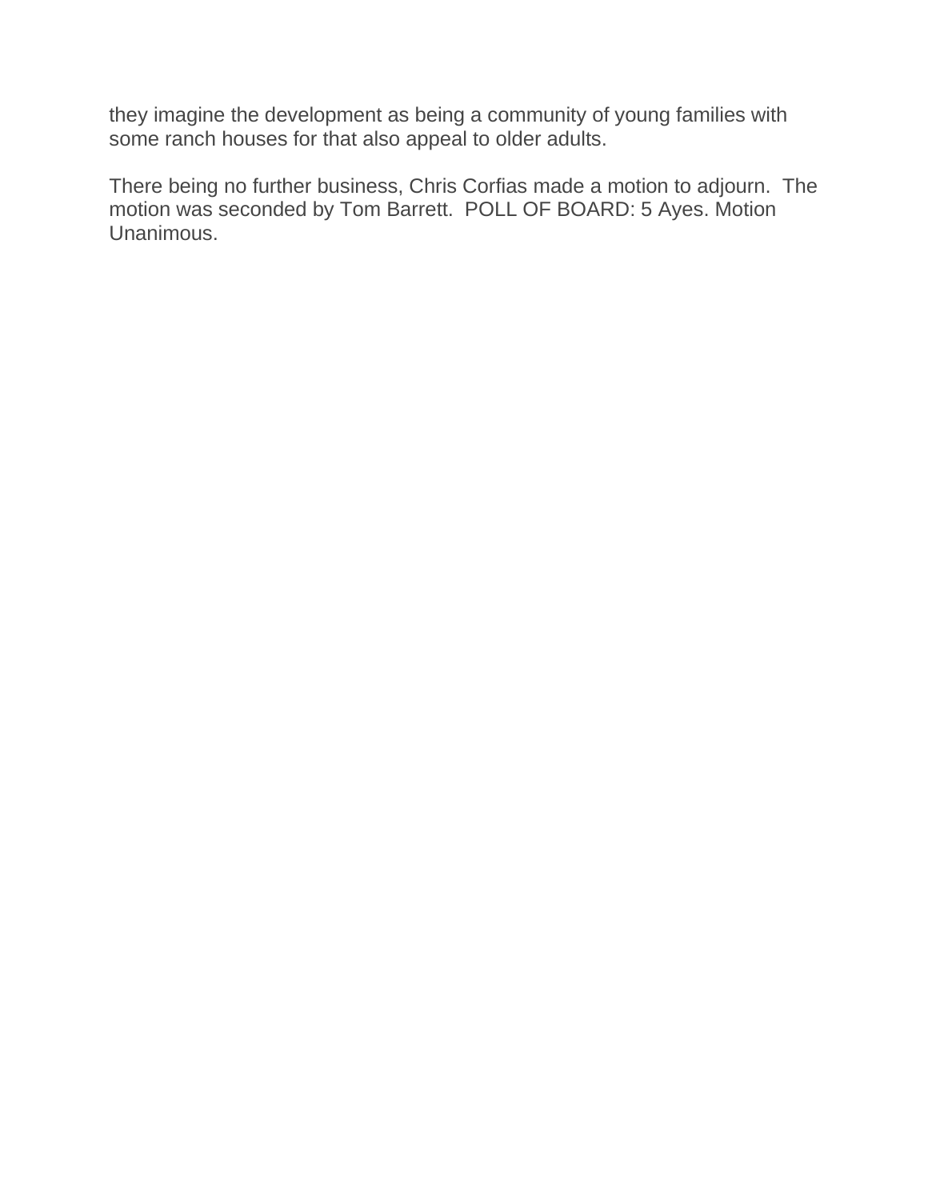they imagine the development as being a community of young families with some ranch houses for that also appeal to older adults.

There being no further business, Chris Corfias made a motion to adjourn. The motion was seconded by Tom Barrett. POLL OF BOARD: 5 Ayes. Motion Unanimous.